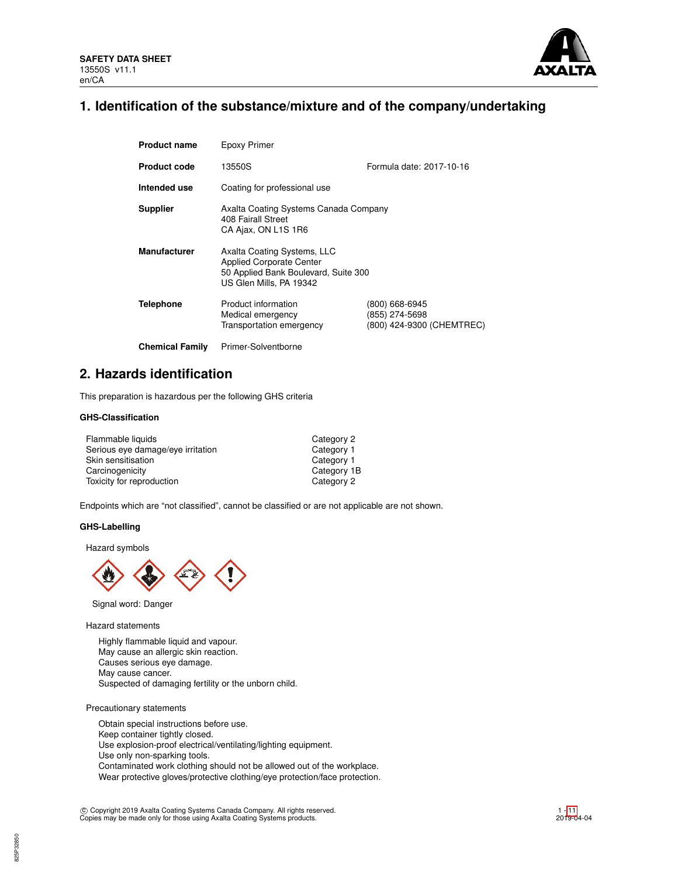**SAFETY DATA SHEET**
13550S v11.1
en/CA

# 1. Identification of the substance/mixture and of the company/undertaking

| | | |
|---|---|---|
| **Product name** | Epoxy Primer | |
| **Product code** | 13550S | Formula date: 2017-10-16 |
| **Intended use** | Coating for professional use | |
| **Supplier** | Axalta Coating Systems Canada Company<br>408 Fairall Street<br>CA Ajax, ON L1S 1R6 | |
| **Manufacturer** | Axalta Coating Systems, LLC<br>Applied Corporate Center<br>50 Applied Bank Boulevard, Suite 300<br>US Glen Mills, PA 19342 | |
| **Telephone** | Product information<br>Medical emergency<br>Transportation emergency | (800) 668-6945<br>(855) 274-5698<br>(800) 424-9300 (CHEMTREC) |
| **Chemical Family** | Primer-Solventborne | |

# 2. Hazards identification

This preparation is hazardous per the following GHS criteria

### GHS-Classification

| | |
|---|---|
| Flammable liquids | Category 2 |
| Serious eye damage/eye irritation | Category 1 |
| Skin sensitisation | Category 1 |
| Carcinogenicity | Category 1B |
| Toxicity for reproduction | Category 2 |

Endpoints which are "not classified", cannot be classified or are not applicable are not shown.

### GHS-Labelling

Hazard symbols

Signal word: Danger

Hazard statements

Highly flammable liquid and vapour.
May cause an allergic skin reaction.
Causes serious eye damage.
May cause cancer.
Suspected of damaging fertility or the unborn child.

Precautionary statements

Obtain special instructions before use.
Keep container tightly closed.
Use explosion-proof electrical/ventilating/lighting equipment.
Use only non-sparking tools.
Contaminated work clothing should not be allowed out of the workplace.
Wear protective gloves/protective clothing/eye protection/face protection.

© Copyright 2019 Axalta Coating Systems Canada Company. All rights reserved.
Copies may be made only for those using Axalta Coating Systems products.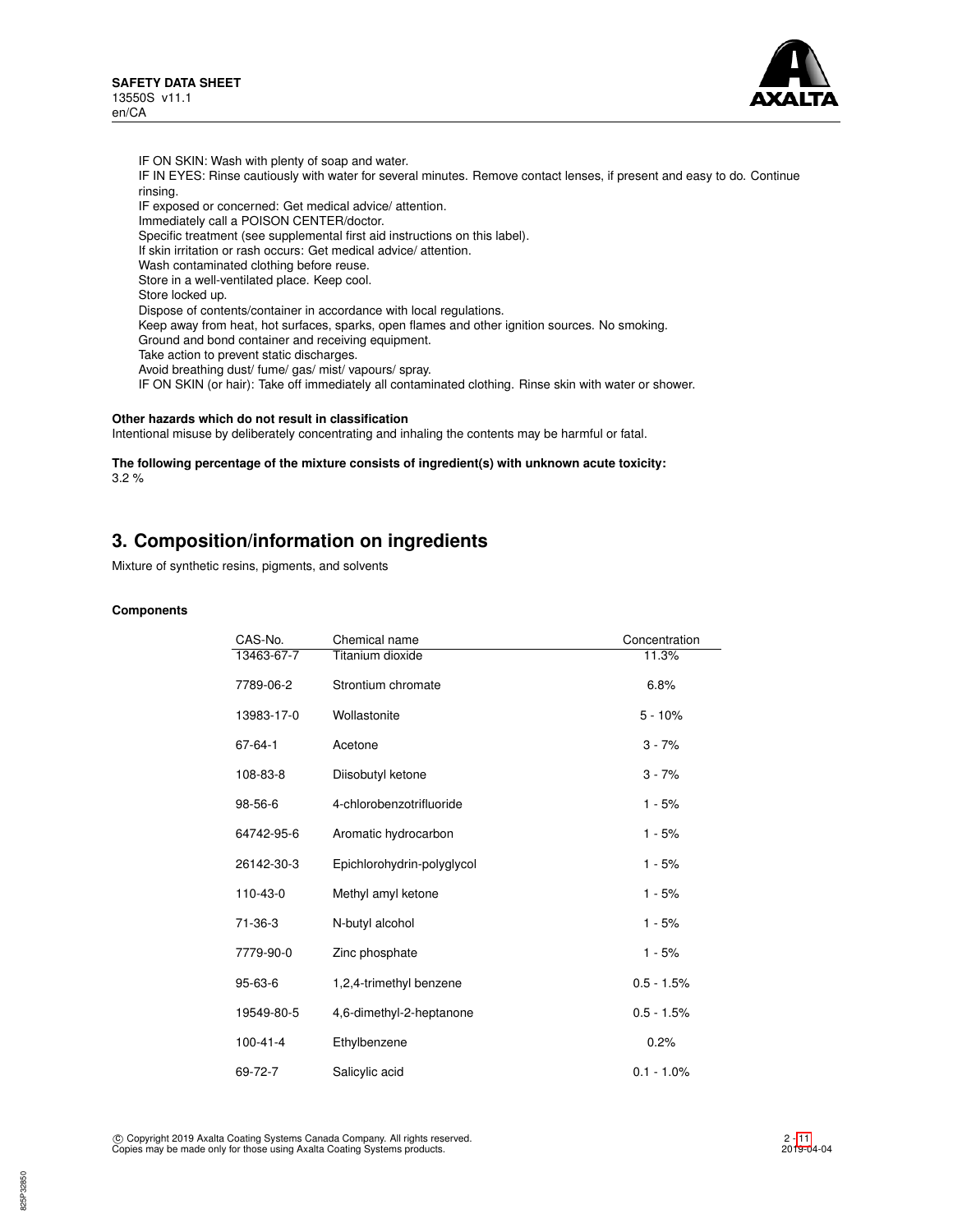IF ON SKIN: Wash with plenty of soap and water.
IF IN EYES: Rinse cautiously with water for several minutes. Remove contact lenses, if present and easy to do. Continue rinsing.
IF exposed or concerned: Get medical advice/ attention.
Immediately call a POISON CENTER/doctor.
Specific treatment (see supplemental first aid instructions on this label).
If skin irritation or rash occurs: Get medical advice/ attention.
Wash contaminated clothing before reuse.
Store in a well-ventilated place. Keep cool.
Store locked up.
Dispose of contents/container in accordance with local regulations.
Keep away from heat, hot surfaces, sparks, open flames and other ignition sources. No smoking.
Ground and bond container and receiving equipment.
Take action to prevent static discharges.
Avoid breathing dust/ fume/ gas/ mist/ vapours/ spray.
IF ON SKIN (or hair): Take off immediately all contaminated clothing. Rinse skin with water or shower.

**Other hazards which do not result in classification**
Intentional misuse by deliberately concentrating and inhaling the contents may be harmful or fatal.

**The following percentage of the mixture consists of ingredient(s) with unknown acute toxicity:**
3.2 %

## 3. Composition/information on ingredients

Mixture of synthetic resins, pigments, and solvents

**Components**

| CAS-No. | Chemical name | Concentration |
|---|---|---|
| 13463-67-7 | Titanium dioxide | 11.3% |
| 7789-06-2 | Strontium chromate | 6.8% |
| 13983-17-0 | Wollastonite | 5 - 10% |
| 67-64-1 | Acetone | 3 - 7% |
| 108-83-8 | Diisobutyl ketone | 3 - 7% |
| 98-56-6 | 4-chlorobenzotrifluoride | 1 - 5% |
| 64742-95-6 | Aromatic hydrocarbon | 1 - 5% |
| 26142-30-3 | Epichlorohydrin-polyglycol | 1 - 5% |
| 110-43-0 | Methyl amyl ketone | 1 - 5% |
| 71-36-3 | N-butyl alcohol | 1 - 5% |
| 7779-90-0 | Zinc phosphate | 1 - 5% |
| 95-63-6 | 1,2,4-trimethyl benzene | 0.5 - 1.5% |
| 19549-80-5 | 4,6-dimethyl-2-heptanone | 0.5 - 1.5% |
| 100-41-4 | Ethylbenzene | 0.2% |
| 69-72-7 | Salicylic acid | 0.1 - 1.0% |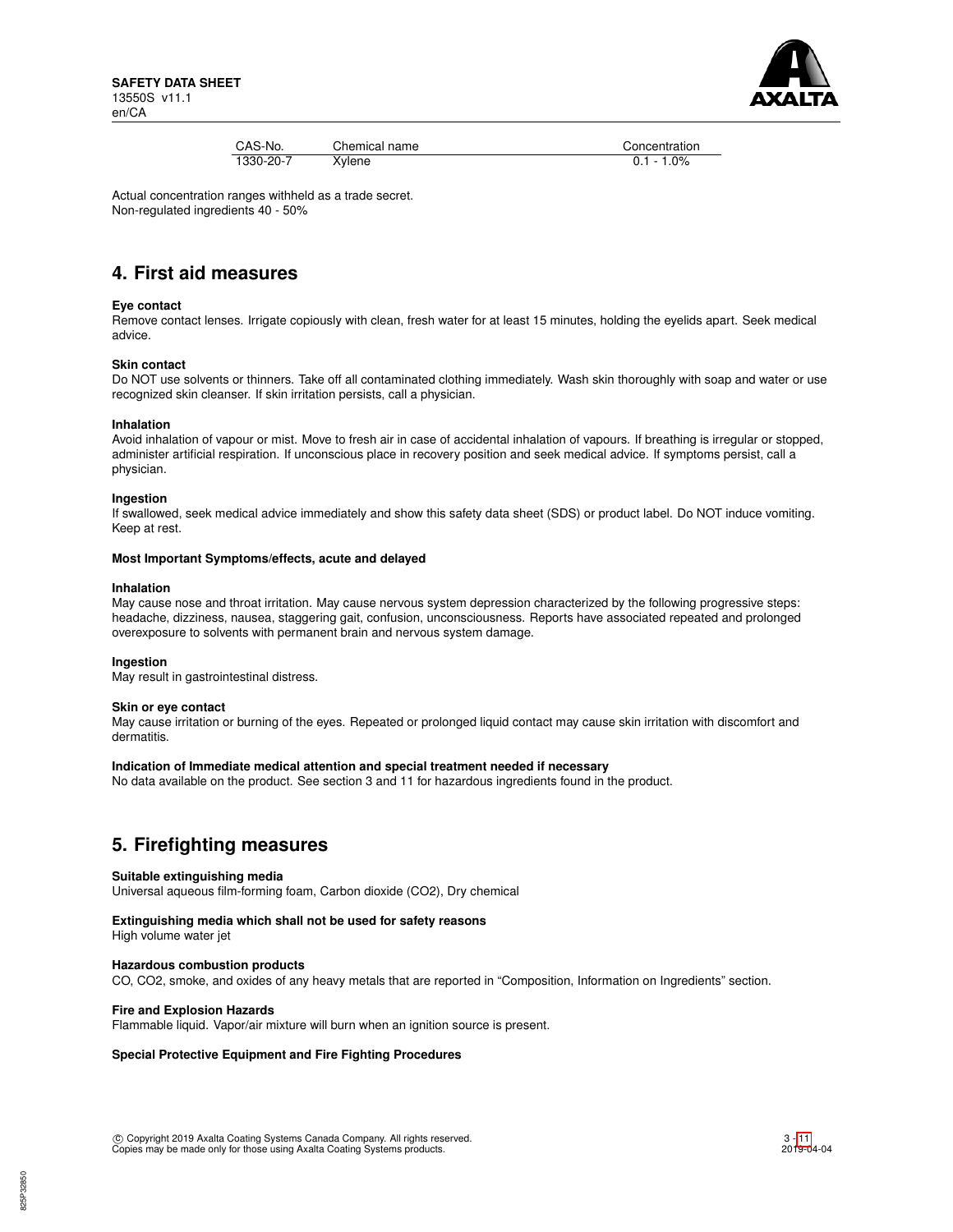| CAS-No. | Chemical name | Concentration |
|---|---|---|
| 1330-20-7 | Xylene | 0.1 - 1.0% |

Actual concentration ranges withheld as a trade secret.
Non-regulated ingredients 40 - 50%

## 4. First aid measures

**Eye contact**
Remove contact lenses. Irrigate copiously with clean, fresh water for at least 15 minutes, holding the eyelids apart. Seek medical advice.

**Skin contact**
Do NOT use solvents or thinners. Take off all contaminated clothing immediately. Wash skin thoroughly with soap and water or use recognized skin cleanser. If skin irritation persists, call a physician.

**Inhalation**
Avoid inhalation of vapour or mist. Move to fresh air in case of accidental inhalation of vapours. If breathing is irregular or stopped, administer artificial respiration. If unconscious place in recovery position and seek medical advice. If symptoms persist, call a physician.

**Ingestion**
If swallowed, seek medical advice immediately and show this safety data sheet (SDS) or product label. Do NOT induce vomiting. Keep at rest.

**Most Important Symptoms/effects, acute and delayed**

**Inhalation**
May cause nose and throat irritation. May cause nervous system depression characterized by the following progressive steps: headache, dizziness, nausea, staggering gait, confusion, unconsciousness. Reports have associated repeated and prolonged overexposure to solvents with permanent brain and nervous system damage.

**Ingestion**
May result in gastrointestinal distress.

**Skin or eye contact**
May cause irritation or burning of the eyes. Repeated or prolonged liquid contact may cause skin irritation with discomfort and dermatitis.

**Indication of Immediate medical attention and special treatment needed if necessary**
No data available on the product. See section 3 and 11 for hazardous ingredients found in the product.

## 5. Firefighting measures

**Suitable extinguishing media**
Universal aqueous film-forming foam, Carbon dioxide ($CO_2$), Dry chemical

**Extinguishing media which shall not be used for safety reasons**
High volume water jet

**Hazardous combustion products**
CO, $CO_2$, smoke, and oxides of any heavy metals that are reported in "Composition, Information on Ingredients" section.

**Fire and Explosion Hazards**
Flammable liquid. Vapor/air mixture will burn when an ignition source is present.

**Special Protective Equipment and Fire Fighting Procedures**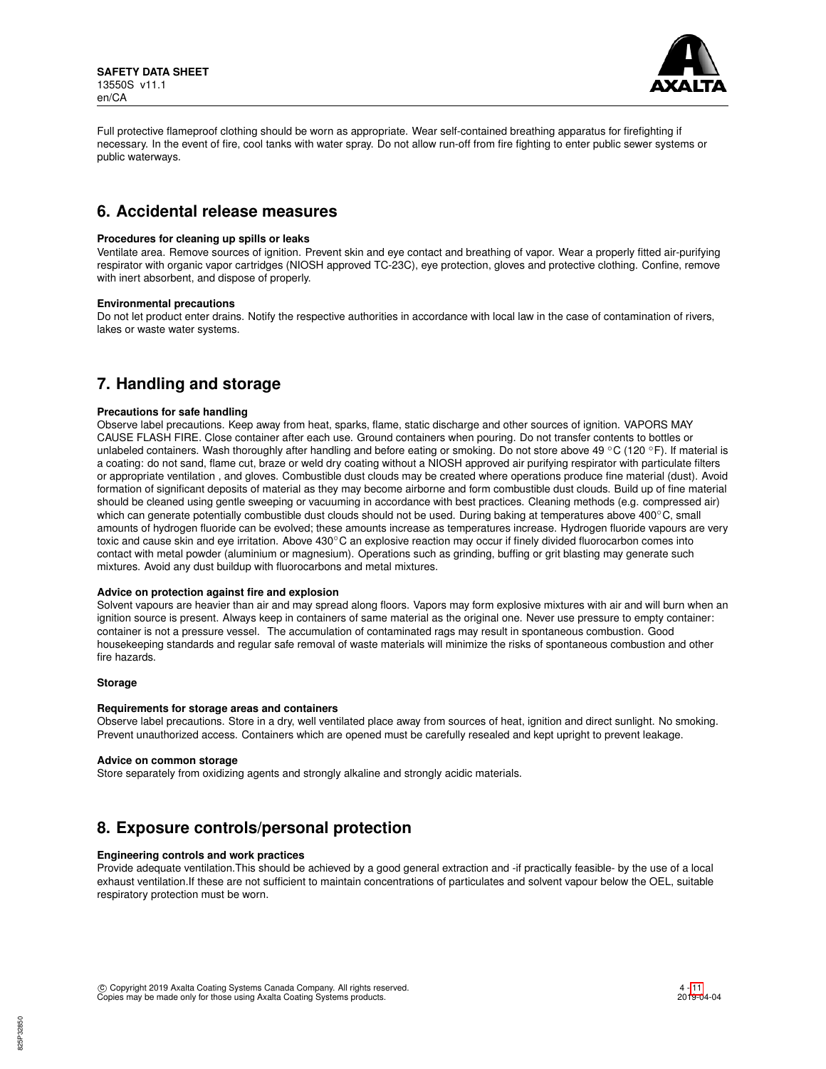Full protective flameproof clothing should be worn as appropriate. Wear self-contained breathing apparatus for firefighting if necessary. In the event of fire, cool tanks with water spray. Do not allow run-off from fire fighting to enter public sewer systems or public waterways.

## 6. Accidental release measures

**Procedures for cleaning up spills or leaks**

Ventilate area. Remove sources of ignition. Prevent skin and eye contact and breathing of vapor. Wear a properly fitted air-purifying respirator with organic vapor cartridges (NIOSH approved TC-23C), eye protection, gloves and protective clothing. Confine, remove with inert absorbent, and dispose of properly.

**Environmental precautions**

Do not let product enter drains. Notify the respective authorities in accordance with local law in the case of contamination of rivers, lakes or waste water systems.

## 7. Handling and storage

**Precautions for safe handling**

Observe label precautions. Keep away from heat, sparks, flame, static discharge and other sources of ignition. VAPORS MAY CAUSE FLASH FIRE. Close container after each use. Ground containers when pouring. Do not transfer contents to bottles or unlabeled containers. Wash thoroughly after handling and before eating or smoking. Do not store above 49 °C (120 °F). If material is a coating: do not sand, flame cut, braze or weld dry coating without a NIOSH approved air purifying respirator with particulate filters or appropriate ventilation , and gloves. Combustible dust clouds may be created where operations produce fine material (dust). Avoid formation of significant deposits of material as they may become airborne and form combustible dust clouds. Build up of fine material should be cleaned using gentle sweeping or vacuuming in accordance with best practices. Cleaning methods (e.g. compressed air) which can generate potentially combustible dust clouds should not be used. During baking at temperatures above 400°C, small amounts of hydrogen fluoride can be evolved; these amounts increase as temperatures increase. Hydrogen fluoride vapours are very toxic and cause skin and eye irritation. Above 430°C an explosive reaction may occur if finely divided fluorocarbon comes into contact with metal powder (aluminium or magnesium). Operations such as grinding, buffing or grit blasting may generate such mixtures. Avoid any dust buildup with fluorocarbons and metal mixtures.

**Advice on protection against fire and explosion**

Solvent vapours are heavier than air and may spread along floors. Vapors may form explosive mixtures with air and will burn when an ignition source is present. Always keep in containers of same material as the original one. Never use pressure to empty container: container is not a pressure vessel. The accumulation of contaminated rags may result in spontaneous combustion. Good housekeeping standards and regular safe removal of waste materials will minimize the risks of spontaneous combustion and other fire hazards.

**Storage**

**Requirements for storage areas and containers**

Observe label precautions. Store in a dry, well ventilated place away from sources of heat, ignition and direct sunlight. No smoking. Prevent unauthorized access. Containers which are opened must be carefully resealed and kept upright to prevent leakage.

**Advice on common storage**

Store separately from oxidizing agents and strongly alkaline and strongly acidic materials.

## 8. Exposure controls/personal protection

**Engineering controls and work practices**

Provide adequate ventilation.This should be achieved by a good general extraction and -if practically feasible- by the use of a local exhaust ventilation.If these are not sufficient to maintain concentrations of particulates and solvent vapour below the OEL, suitable respiratory protection must be worn.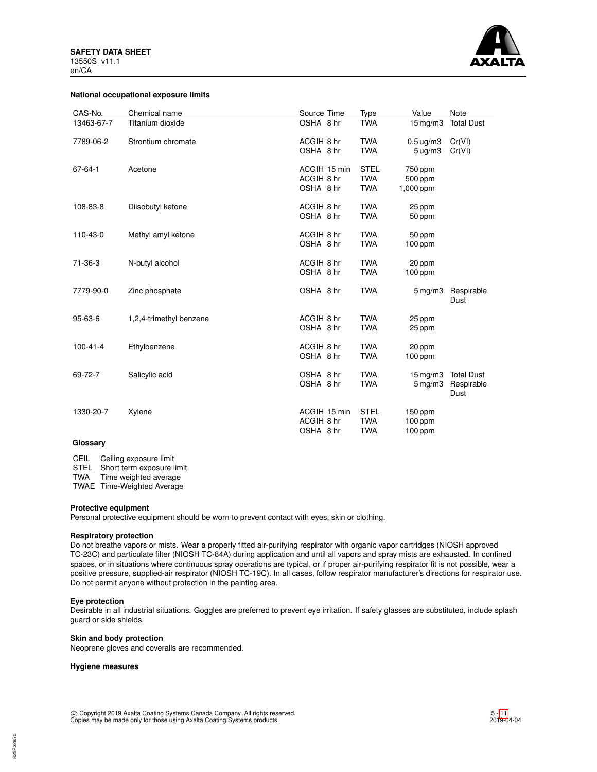### National occupational exposure limits

| CAS-No. | Chemical name | Source | Time | Type | Value | Note |
|---|---|---|---|---|---|---|
| 13463-67-7 | Titanium dioxide | OSHA | 8 hr | TWA | 15 mg/m3 | Total Dust |
| 7789-06-2 | Strontium chromate | ACGIH | 8 hr | TWA | 0.5 ug/m3 | Cr(VI) |
| | | OSHA | 8 hr | TWA | 5 ug/m3 | Cr(VI) |
| 67-64-1 | Acetone | ACGIH | 15 min | STEL | 750 ppm | |
| | | ACGIH | 8 hr | TWA | 500 ppm | |
| | | OSHA | 8 hr | TWA | 1,000 ppm | |
| 108-83-8 | Diisobutyl ketone | ACGIH | 8 hr | TWA | 25 ppm | |
| | | OSHA | 8 hr | TWA | 50 ppm | |
| 110-43-0 | Methyl amyl ketone | ACGIH | 8 hr | TWA | 50 ppm | |
| | | OSHA | 8 hr | TWA | 100 ppm | |
| 71-36-3 | N-butyl alcohol | ACGIH | 8 hr | TWA | 20 ppm | |
| | | OSHA | 8 hr | TWA | 100 ppm | |
| 7779-90-0 | Zinc phosphate | OSHA | 8 hr | TWA | 5 mg/m3 | Respirable Dust |
| 95-63-6 | 1,2,4-trimethyl benzene | ACGIH | 8 hr | TWA | 25 ppm | |
| | | OSHA | 8 hr | TWA | 25 ppm | |
| 100-41-4 | Ethylbenzene | ACGIH | 8 hr | TWA | 20 ppm | |
| | | OSHA | 8 hr | TWA | 100 ppm | |
| 69-72-7 | Salicylic acid | OSHA | 8 hr | TWA | 15 mg/m3 | Total Dust |
| | | OSHA | 8 hr | TWA | 5 mg/m3 | Respirable Dust |
| 1330-20-7 | Xylene | ACGIH | 15 min | STEL | 150 ppm | |
| | | ACGIH | 8 hr | TWA | 100 ppm | |
| | | OSHA | 8 hr | TWA | 100 ppm | |

**Glossary**

| | |
|---|---|
| CEIL | Ceiling exposure limit |
| STEL | Short term exposure limit |
| TWA | Time weighted average |
| TWAE | Time-Weighted Average |

#### Protective equipment
Personal protective equipment should be worn to prevent contact with eyes, skin or clothing.

#### Respiratory protection
Do not breathe vapors or mists. Wear a properly fitted air-purifying respirator with organic vapor cartridges (NIOSH approved TC-23C) and particulate filter (NIOSH TC-84A) during application and until all vapors and spray mists are exhausted. In confined spaces, or in situations where continuous spray operations are typical, or if proper air-purifying respirator fit is not possible, wear a positive pressure, supplied-air respirator (NIOSH TC-19C). In all cases, follow respirator manufacturer's directions for respirator use. Do not permit anyone without protection in the painting area.

#### Eye protection
Desirable in all industrial situations. Goggles are preferred to prevent eye irritation. If safety glasses are substituted, include splash guard or side shields.

#### Skin and body protection
Neoprene gloves and coveralls are recommended.

#### Hygiene measures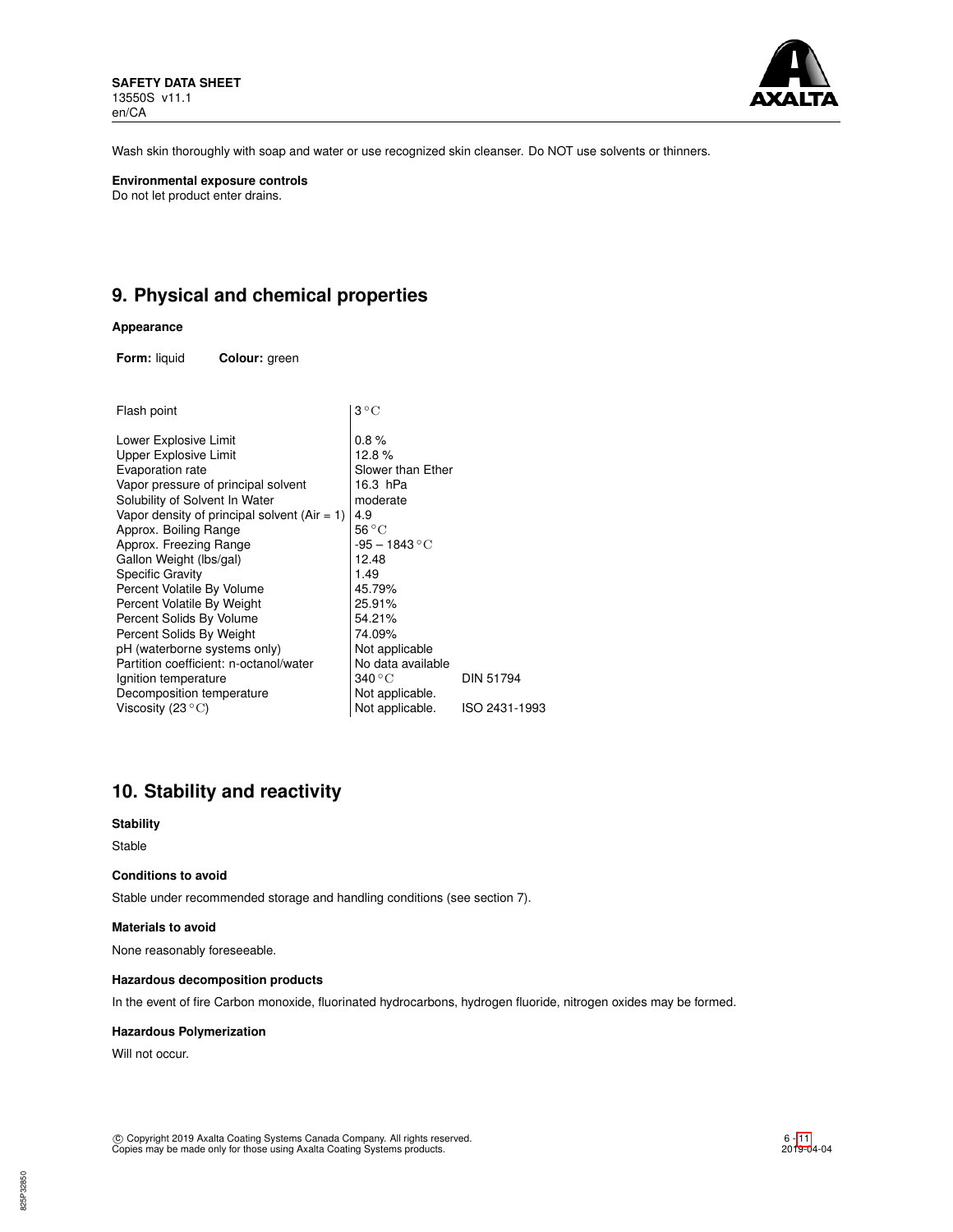Wash skin thoroughly with soap and water or use recognized skin cleanser. Do NOT use solvents or thinners.

**Environmental exposure controls**

Do not let product enter drains.

## 9. Physical and chemical properties

**Appearance**

**Form:** liquid **Colour:** green

| | | |
|---|---|---|
| Flash point | 3 °C | |
| Lower Explosive Limit | 0.8 % | |
| Upper Explosive Limit | 12.8 % | |
| Evaporation rate | Slower than Ether | |
| Vapor pressure of principal solvent | 16.3 hPa | |
| Solubility of Solvent In Water | moderate | |
| Vapor density of principal solvent (Air = 1) | 4.9 | |
| Approx. Boiling Range | 56 °C | |
| Approx. Freezing Range | -95 – 1843 °C | |
| Gallon Weight (lbs/gal) | 12.48 | |
| Specific Gravity | 1.49 | |
| Percent Volatile By Volume | 45.79% | |
| Percent Volatile By Weight | 25.91% | |
| Percent Solids By Volume | 54.21% | |
| Percent Solids By Weight | 74.09% | |
| pH (waterborne systems only) | Not applicable | |
| Partition coefficient: n-octanol/water | No data available | |
| Ignition temperature | 340 °C | DIN 51794 |
| Decomposition temperature | Not applicable. | |
| Viscosity (23 °C) | Not applicable. | ISO 2431-1993 |

## 10. Stability and reactivity

**Stability**

Stable

**Conditions to avoid**

Stable under recommended storage and handling conditions (see section 7).

**Materials to avoid**

None reasonably foreseeable.

**Hazardous decomposition products**

In the event of fire Carbon monoxide, fluorinated hydrocarbons, hydrogen fluoride, nitrogen oxides may be formed.

**Hazardous Polymerization**

Will not occur.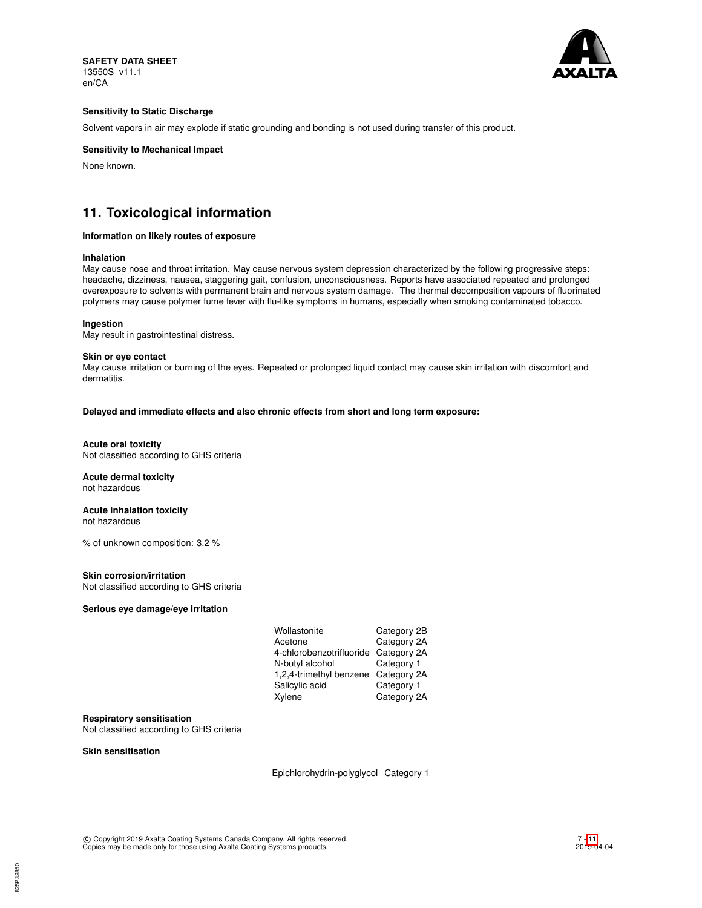**Sensitivity to Static Discharge**

Solvent vapors in air may explode if static grounding and bonding is not used during transfer of this product.

**Sensitivity to Mechanical Impact**

None known.

## 11. Toxicological information

**Information on likely routes of exposure**

**Inhalation**
May cause nose and throat irritation. May cause nervous system depression characterized by the following progressive steps: headache, dizziness, nausea, staggering gait, confusion, unconsciousness. Reports have associated repeated and prolonged overexposure to solvents with permanent brain and nervous system damage. The thermal decomposition vapours of fluorinated polymers may cause polymer fume fever with flu-like symptoms in humans, especially when smoking contaminated tobacco.

**Ingestion**
May result in gastrointestinal distress.

**Skin or eye contact**
May cause irritation or burning of the eyes. Repeated or prolonged liquid contact may cause skin irritation with discomfort and dermatitis.

**Delayed and immediate effects and also chronic effects from short and long term exposure:**

**Acute oral toxicity**
Not classified according to GHS criteria

**Acute dermal toxicity**
not hazardous

**Acute inhalation toxicity**
not hazardous

% of unknown composition: 3.2 %

**Skin corrosion/irritation**
Not classified according to GHS criteria

**Serious eye damage/eye irritation**

| | |
|---|---|
| Wollastonite | Category 2B |
| Acetone | Category 2A |
| 4-chlorobenzotrifluoride | Category 2A |
| N-butyl alcohol | Category 1 |
| 1,2,4-trimethyl benzene | Category 2A |
| Salicylic acid | Category 1 |
| Xylene | Category 2A |

**Respiratory sensitisation**
Not classified according to GHS criteria

**Skin sensitisation**

| | |
|---|---|
| Epichlorohydrin-polyglycol | Category 1 |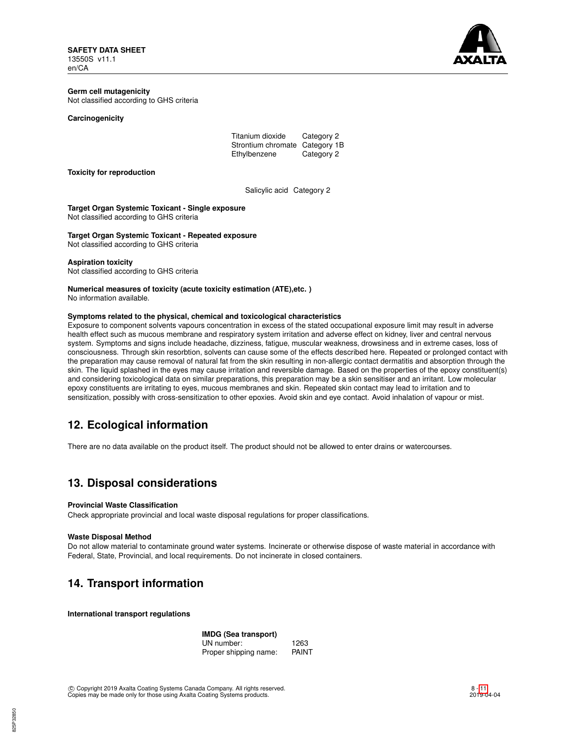**Germ cell mutagenicity**
Not classified according to GHS criteria

**Carcinogenicity**

| | |
|---|---|
| Titanium dioxide | Category 2 |
| Strontium chromate | Category 1B |
| Ethylbenzene | Category 2 |

**Toxicity for reproduction**

| | |
|---|---|
| Salicylic acid | Category 2 |

**Target Organ Systemic Toxicant - Single exposure**
Not classified according to GHS criteria

**Target Organ Systemic Toxicant - Repeated exposure**
Not classified according to GHS criteria

**Aspiration toxicity**
Not classified according to GHS criteria

**Numerical measures of toxicity (acute toxicity estimation (ATE),etc. )**
No information available.

**Symptoms related to the physical, chemical and toxicological characteristics**
Exposure to component solvents vapours concentration in excess of the stated occupational exposure limit may result in adverse health effect such as mucous membrane and respiratory system irritation and adverse effect on kidney, liver and central nervous system. Symptoms and signs include headache, dizziness, fatigue, muscular weakness, drowsiness and in extreme cases, loss of consciousness. Through skin resorbtion, solvents can cause some of the effects described here. Repeated or prolonged contact with the preparation may cause removal of natural fat from the skin resulting in non-allergic contact dermatitis and absorption through the skin. The liquid splashed in the eyes may cause irritation and reversible damage. Based on the properties of the epoxy constituent(s) and considering toxicological data on similar preparations, this preparation may be a skin sensitiser and an irritant. Low molecular epoxy constituents are irritating to eyes, mucous membranes and skin. Repeated skin contact may lead to irritation and to sensitization, possibly with cross-sensitization to other epoxies. Avoid skin and eye contact. Avoid inhalation of vapour or mist.

## 12. Ecological information

There are no data available on the product itself. The product should not be allowed to enter drains or watercourses.

## 13. Disposal considerations

**Provincial Waste Classification**
Check appropriate provincial and local waste disposal regulations for proper classifications.

**Waste Disposal Method**
Do not allow material to contaminate ground water systems. Incinerate or otherwise dispose of waste material in accordance with Federal, State, Provincial, and local requirements. Do not incinerate in closed containers.

## 14. Transport information

**International transport regulations**

**IMDG (Sea transport)**

| | |
|---|---|
| UN number: | 1263 |
| Proper shipping name: | PAINT |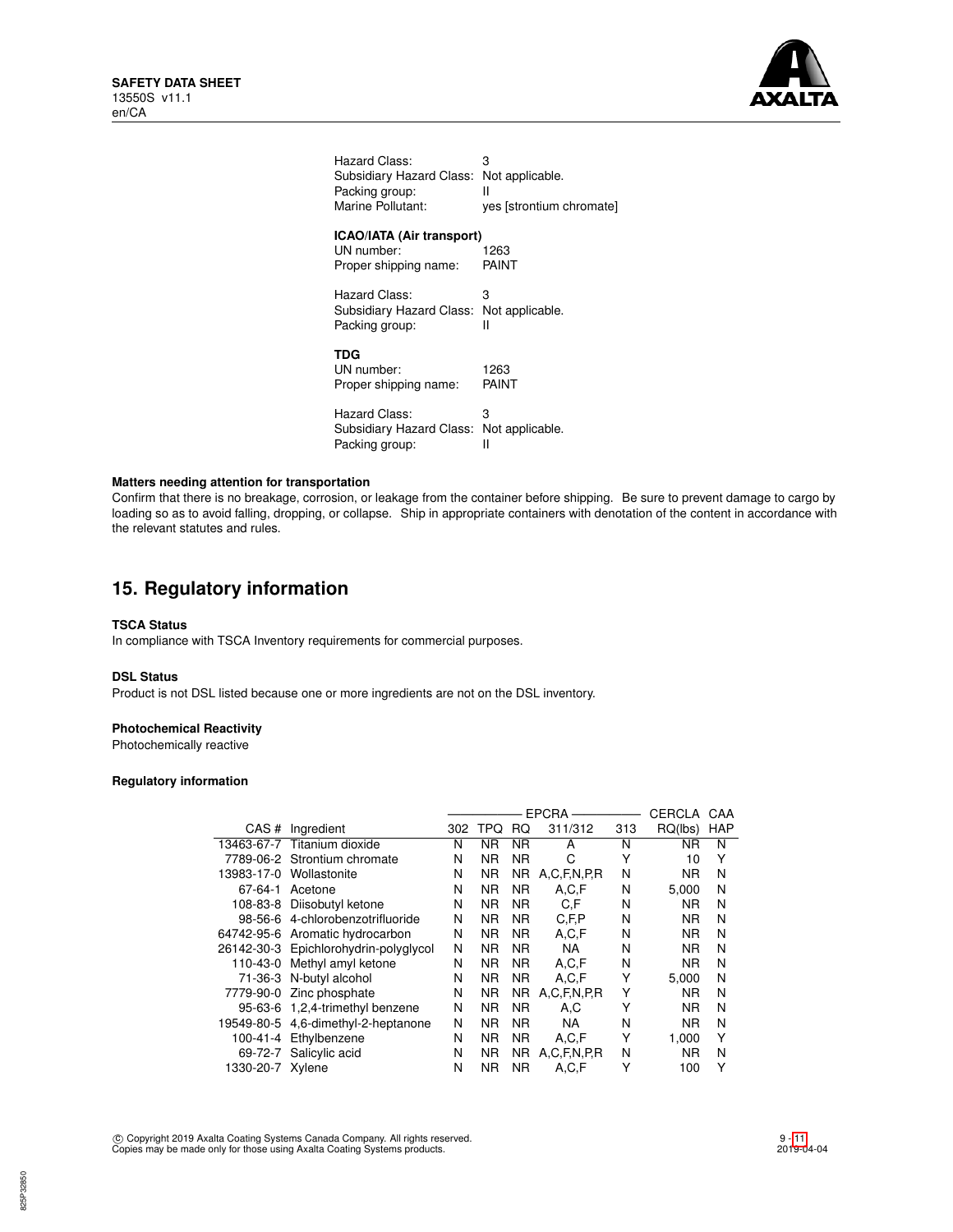Hazard Class: 3
Subsidiary Hazard Class: Not applicable.
Packing group: II
Marine Pollutant: yes [strontium chromate]

**ICAO/IATA (Air transport)**
UN number: 1263
Proper shipping name: PAINT

Hazard Class: 3
Subsidiary Hazard Class: Not applicable.
Packing group: II

**TDG**
UN number: 1263
Proper shipping name: PAINT

Hazard Class: 3
Subsidiary Hazard Class: Not applicable.
Packing group: II

**Matters needing attention for transportation**

Confirm that there is no breakage, corrosion, or leakage from the container before shipping. Be sure to prevent damage to cargo by loading so as to avoid falling, dropping, or collapse. Ship in appropriate containers with denotation of the content in accordance with the relevant statutes and rules.

## 15. Regulatory information

**TSCA Status**

In compliance with TSCA Inventory requirements for commercial purposes.

**DSL Status**

Product is not DSL listed because one or more ingredients are not on the DSL inventory.

**Photochemical Reactivity**

Photochemically reactive

**Regulatory information**

| | | EPCRA | | | | | CERCLA | CAA |
|---|---|---|---|---|---|---|---|---|
| CAS # | Ingredient | 302 | TPQ | RQ | 311/312 | 313 | RQ(lbs) | HAP |
| 13463-67-7 | Titanium dioxide | N | NR | NR | A | N | NR | N |
| 7789-06-2 | Strontium chromate | N | NR | NR | C | Y | 10 | Y |
| 13983-17-0 | Wollastonite | N | NR | NR | A,C,F,N,P,R | N | NR | N |
| 67-64-1 | Acetone | N | NR | NR | A,C,F | N | 5,000 | N |
| 108-83-8 | Diisobutyl ketone | N | NR | NR | C,F | N | NR | N |
| 98-56-6 | 4-chlorobenzotrifluoride | N | NR | NR | C,F,P | N | NR | N |
| 64742-95-6 | Aromatic hydrocarbon | N | NR | NR | A,C,F | N | NR | N |
| 26142-30-3 | Epichlorohydrin-polyglycol | N | NR | NR | NA | N | NR | N |
| 110-43-0 | Methyl amyl ketone | N | NR | NR | A,C,F | N | NR | N |
| 71-36-3 | N-butyl alcohol | N | NR | NR | A,C,F | Y | 5,000 | N |
| 7779-90-0 | Zinc phosphate | N | NR | NR | A,C,F,N,P,R | Y | NR | N |
| 95-63-6 | 1,2,4-trimethyl benzene | N | NR | NR | A,C | Y | NR | N |
| 19549-80-5 | 4,6-dimethyl-2-heptanone | N | NR | NR | NA | N | NR | N |
| 100-41-4 | Ethylbenzene | N | NR | NR | A,C,F | Y | 1,000 | Y |
| 69-72-7 | Salicylic acid | N | NR | NR | A,C,F,N,P,R | N | NR | N |
| 1330-20-7 | Xylene | N | NR | NR | A,C,F | Y | 100 | Y |

© Copyright 2019 Axalta Coating Systems Canada Company. All rights reserved.
Copies may be made only for those using Axalta Coating Systems products.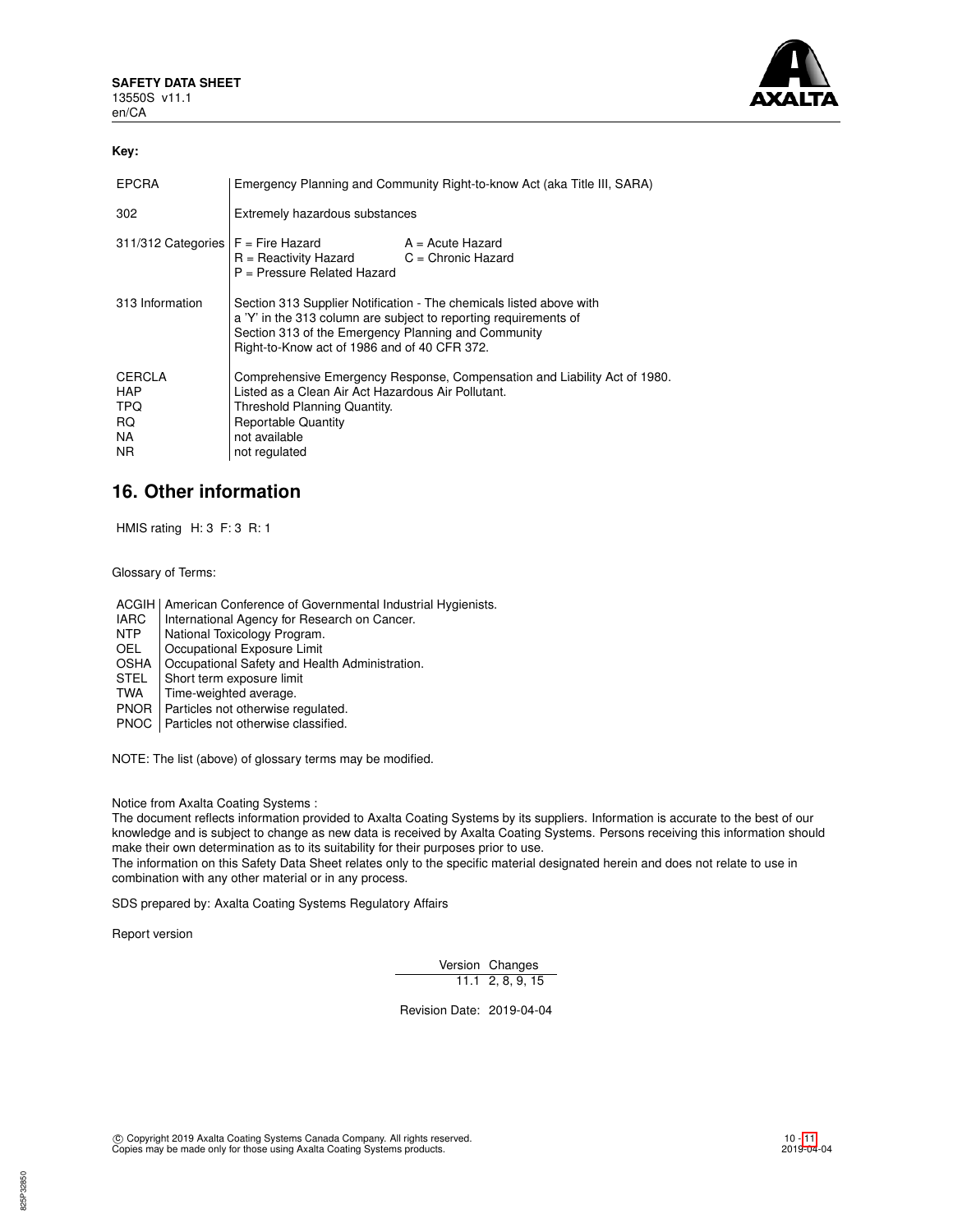**Key:**

| | |
|---|---|
| EPCRA | Emergency Planning and Community Right-to-know Act (aka Title III, SARA) |
| 302 | Extremely hazardous substances |
| 311/312 Categories | F = Fire Hazard A = Acute Hazard<br>R = Reactivity Hazard C = Chronic Hazard<br>P = Pressure Related Hazard |
| 313 Information | Section 313 Supplier Notification - The chemicals listed above with a 'Y' in the 313 column are subject to reporting requirements of Section 313 of the Emergency Planning and Community Right-to-Know act of 1986 and of 40 CFR 372. |
| CERCLA | Comprehensive Emergency Response, Compensation and Liability Act of 1980. |
| HAP | Listed as a Clean Air Act Hazardous Air Pollutant. |
| TPQ | Threshold Planning Quantity. |
| RQ | Reportable Quantity |
| NA | not available |
| NR | not regulated |

## 16. Other information

HMIS rating H: 3 F: 3 R: 1

Glossary of Terms:

| | |
|---|---|
| ACGIH | American Conference of Governmental Industrial Hygienists. |
| IARC | International Agency for Research on Cancer. |
| NTP | National Toxicology Program. |
| OEL | Occupational Exposure Limit |
| OSHA | Occupational Safety and Health Administration. |
| STEL | Short term exposure limit |
| TWA | Time-weighted average. |
| PNOR | Particles not otherwise regulated. |
| PNOC | Particles not otherwise classified. |

NOTE: The list (above) of glossary terms may be modified.

Notice from Axalta Coating Systems :
The document reflects information provided to Axalta Coating Systems by its suppliers. Information is accurate to the best of our knowledge and is subject to change as new data is received by Axalta Coating Systems. Persons receiving this information should make their own determination as to its suitability for their purposes prior to use.
The information on this Safety Data Sheet relates only to the specific material designated herein and does not relate to use in combination with any other material or in any process.

SDS prepared by: Axalta Coating Systems Regulatory Affairs

Report version

| Version | Changes |
|---|---|
| 11.1 | 2, 8, 9, 15 |

Revision Date: 2019-04-04

© Copyright 2019 Axalta Coating Systems Canada Company. All rights reserved.
Copies may be made only for those using Axalta Coating Systems products.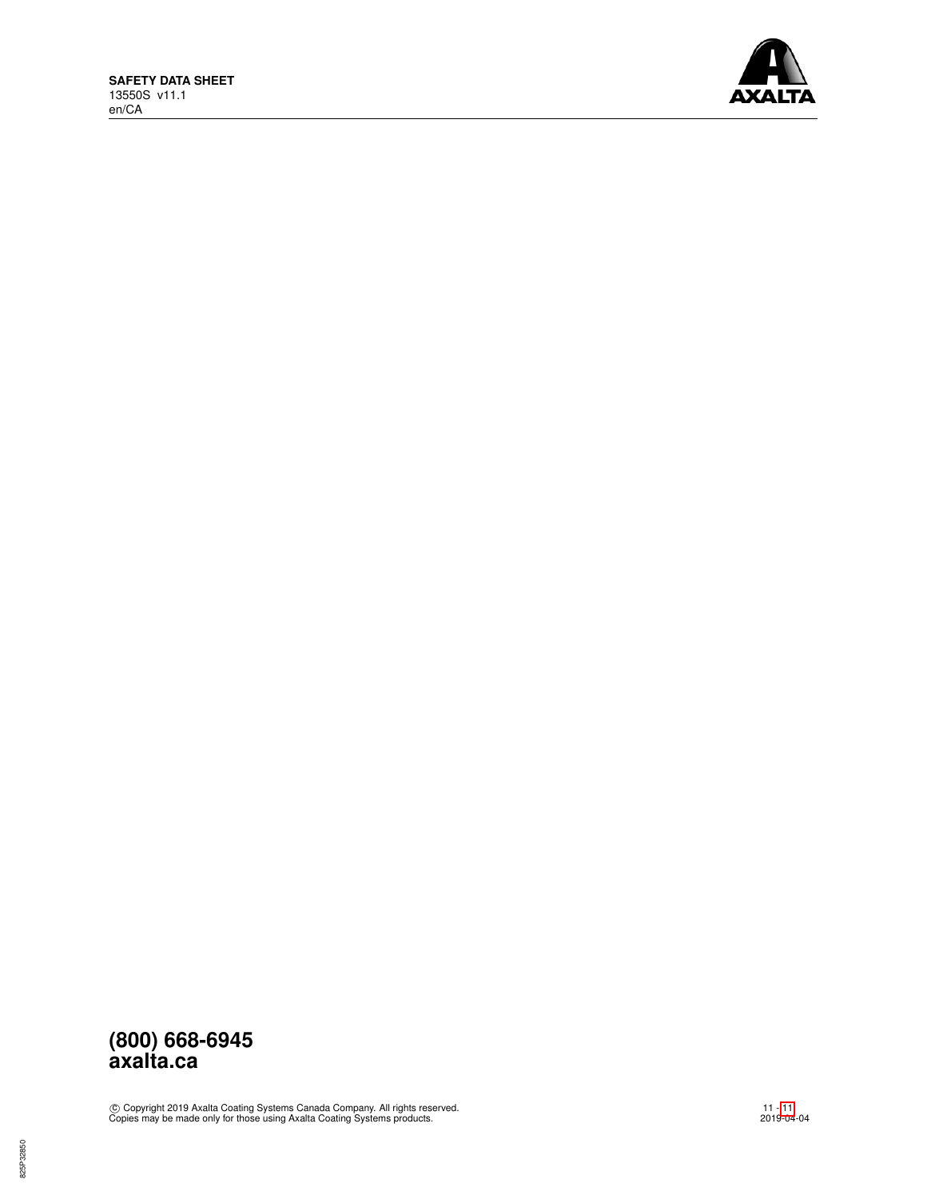**(800) 668-6945**
**axalta.ca**

© Copyright 2019 Axalta Coating Systems Canada Company. All rights reserved.
Copies may be made only for those using Axalta Coating Systems products.